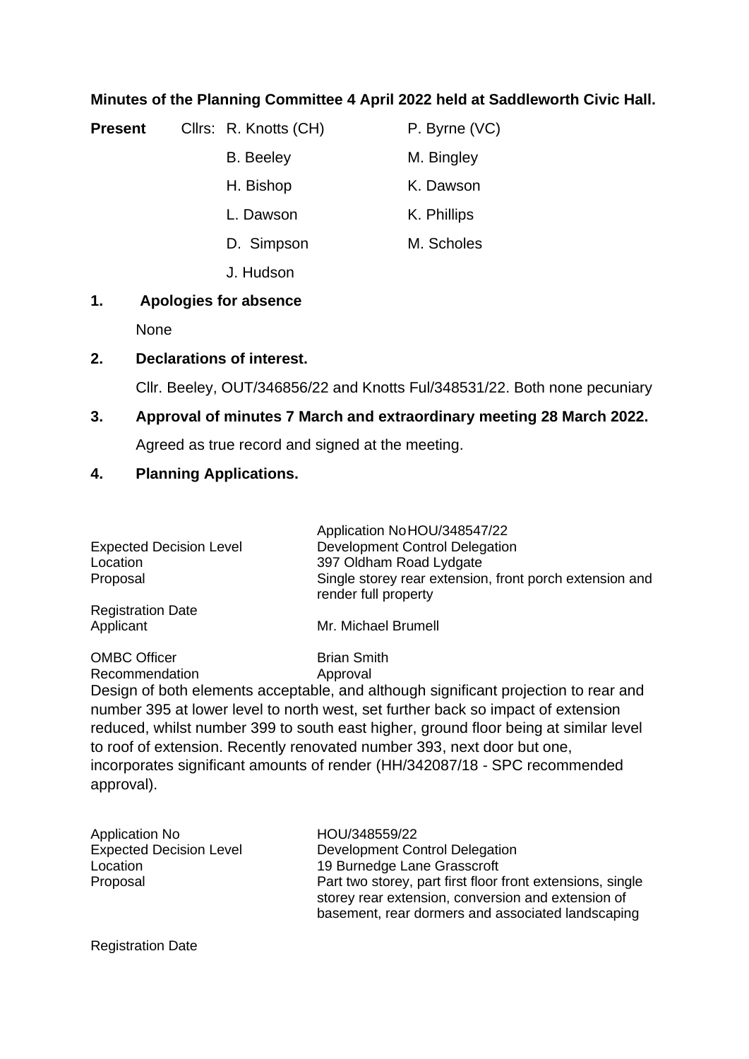**Minutes of the Planning Committee 4 April 2022 held at Saddleworth Civic Hall.**

| **Present** | Cllrs: R. Knotts (CH) | P. Byrne (VC) |
|---|---|---|
| | B. Beeley | M. Bingley |
| | H. Bishop | K. Dawson |
| | L. Dawson | K. Phillips |
| | D. Simpson | M. Scholes |
| | J. Hudson | |

**1. Apologies for absence**

None

**2. Declarations of interest.**

Cllr. Beeley, OUT/346856/22 and Knotts Ful/348531/22. Both none pecuniary

**3. Approval of minutes 7 March and extraordinary meeting 28 March 2022.**

Agreed as true record and signed at the meeting.

**4. Planning Applications.**

| | |
|---|---|
| Application No | HOU/348547/22 |
| Expected Decision Level | Development Control Delegation |
| Location | 397 Oldham Road Lydgate |
| Proposal | Single storey rear extension, front porch extension and render full property |
| Registration Date | |
| Applicant | Mr. Michael Brumell |
| OMBC Officer | Brian Smith |
| Recommendation | Approval |

Design of both elements acceptable, and although significant projection to rear and number 395 at lower level to north west, set further back so impact of extension reduced, whilst number 399 to south east higher, ground floor being at similar level to roof of extension. Recently renovated number 393, next door but one, incorporates significant amounts of render (HH/342087/18 - SPC recommended approval).

| | |
|---|---|
| Application No | HOU/348559/22 |
| Expected Decision Level | Development Control Delegation |
| Location | 19 Burnedge Lane Grasscroft |
| Proposal | Part two storey, part first floor front extensions, single storey rear extension, conversion and extension of basement, rear dormers and associated landscaping |
| Registration Date | |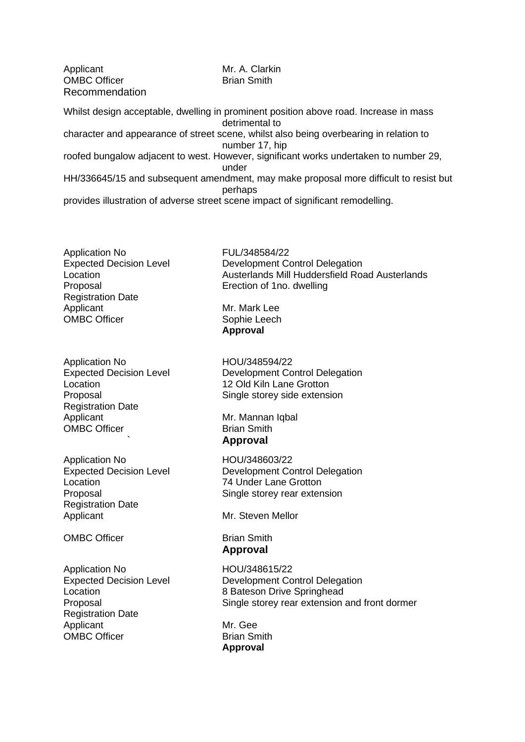Applicant Mr. A. Clarkin
OMBC Officer Brian Smith
Recommendation

Whilst design acceptable, dwelling in prominent position above road. Increase in mass detrimental to character and appearance of street scene, whilst also being overbearing in relation to number 17, hip roofed bungalow adjacent to west. However, significant works undertaken to number 29, under HH/336645/15 and subsequent amendment, may make proposal more difficult to resist but perhaps provides illustration of adverse street scene impact of significant remodelling.

| | |
|---|---|
| Application No | FUL/348584/22 |
| Expected Decision Level | Development Control Delegation |
| Location | Austerlands Mill Huddersfield Road Austerlands |
| Proposal | Erection of 1no. dwelling |
| Registration Date | |
| Applicant | Mr. Mark Lee |
| OMBC Officer | Sophie Leech |
| | **Approval** |

| | |
|---|---|
| Application No | HOU/348594/22 |
| Expected Decision Level | Development Control Delegation |
| Location | 12 Old Kiln Lane Grotton |
| Proposal | Single storey side extension |
| Registration Date | |
| Applicant | Mr. Mannan Iqbal |
| OMBC Officer | Brian Smith |
| ` | **Approval** |

| | |
|---|---|
| Application No | HOU/348603/22 |
| Expected Decision Level | Development Control Delegation |
| Location | 74 Under Lane Grotton |
| Proposal | Single storey rear extension |
| Registration Date | |
| Applicant | Mr. Steven Mellor |
| OMBC Officer | Brian Smith |
| | **Approval** |

| | |
|---|---|
| Application No | HOU/348615/22 |
| Expected Decision Level | Development Control Delegation |
| Location | 8 Bateson Drive Springhead |
| Proposal | Single storey rear extension and front dormer |
| Registration Date | |
| Applicant | Mr. Gee |
| OMBC Officer | Brian Smith |
| | **Approval** |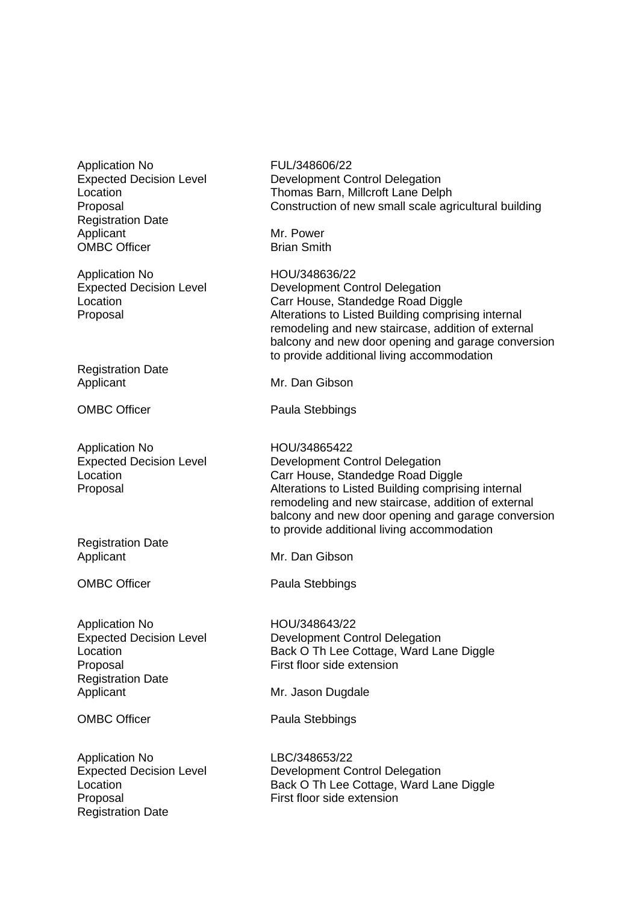| | |
|---|---|
| Application No | FUL/348606/22 |
| Expected Decision Level | Development Control Delegation |
| Location | Thomas Barn, Millcroft Lane Delph |
| Proposal | Construction of new small scale agricultural building |
| Registration Date | |
| Applicant | Mr. Power |
| OMBC Officer | Brian Smith |

| | |
|---|---|
| Application No | HOU/348636/22 |
| Expected Decision Level | Development Control Delegation |
| Location | Carr House, Standedge Road Diggle |
| Proposal | Alterations to Listed Building comprising internal remodeling and new staircase, addition of external balcony and new door opening and garage conversion to provide additional living accommodation |
| Registration Date | |
| Applicant | Mr. Dan Gibson |
| OMBC Officer | Paula Stebbings |

| | |
|---|---|
| Application No | HOU/34865422 |
| Expected Decision Level | Development Control Delegation |
| Location | Carr House, Standedge Road Diggle |
| Proposal | Alterations to Listed Building comprising internal remodeling and new staircase, addition of external balcony and new door opening and garage conversion to provide additional living accommodation |
| Registration Date | |
| Applicant | Mr. Dan Gibson |
| OMBC Officer | Paula Stebbings |

| | |
|---|---|
| Application No | HOU/348643/22 |
| Expected Decision Level | Development Control Delegation |
| Location | Back O Th Lee Cottage, Ward Lane Diggle |
| Proposal | First floor side extension |
| Registration Date | |
| Applicant | Mr. Jason Dugdale |
| OMBC Officer | Paula Stebbings |

| | |
|---|---|
| Application No | LBC/348653/22 |
| Expected Decision Level | Development Control Delegation |
| Location | Back O Th Lee Cottage, Ward Lane Diggle |
| Proposal | First floor side extension |
| Registration Date | |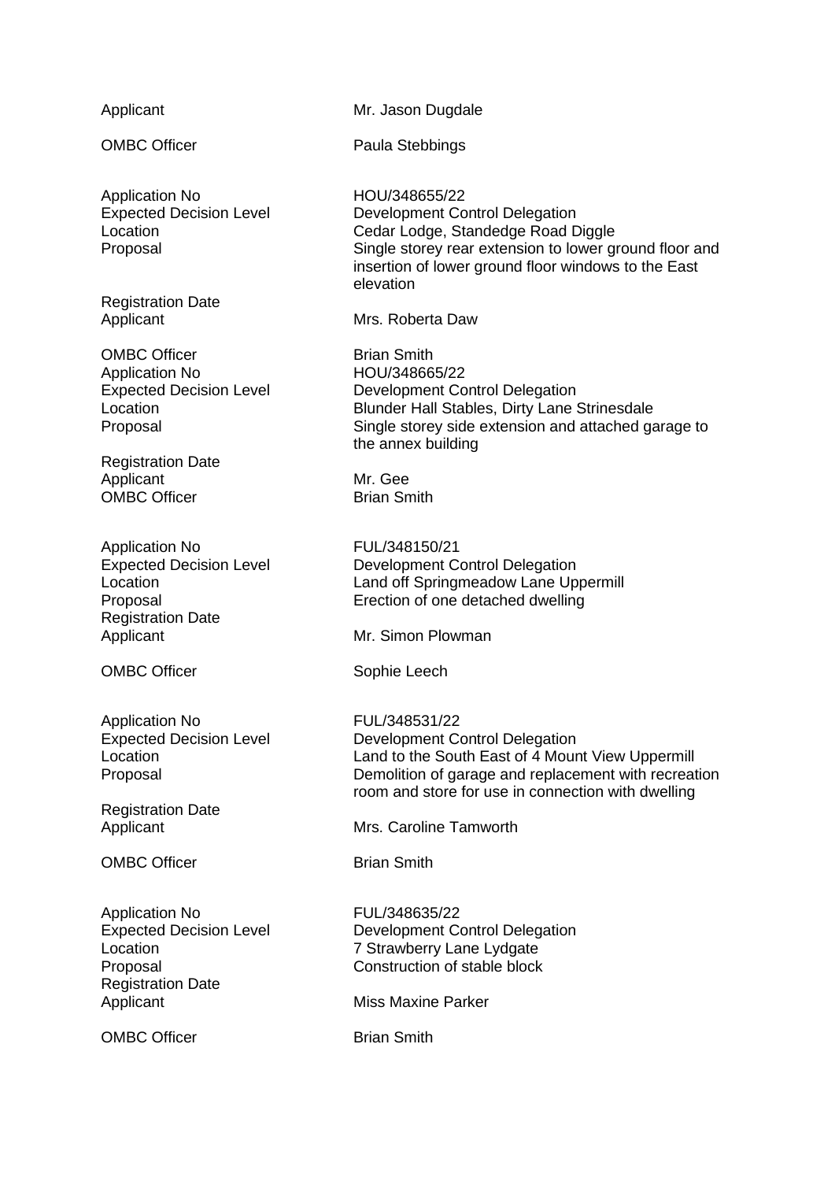| | |
|---|---|
| Applicant | Mr. Jason Dugdale |
| OMBC Officer | Paula Stebbings |

| | |
|---|---|
| Application No | HOU/348655/22 |
| Expected Decision Level | Development Control Delegation |
| Location | Cedar Lodge, Standedge Road Diggle |
| Proposal | Single storey rear extension to lower ground floor and insertion of lower ground floor windows to the East elevation |
| Registration Date | |
| Applicant | Mrs. Roberta Daw |
| OMBC Officer | Brian Smith |

| | |
|---|---|
| Application No | HOU/348665/22 |
| Expected Decision Level | Development Control Delegation |
| Location | Blunder Hall Stables, Dirty Lane Strinesdale |
| Proposal | Single storey side extension and attached garage to the annex building |
| Registration Date | |
| Applicant | Mr. Gee |
| OMBC Officer | Brian Smith |

| | |
|---|---|
| Application No | FUL/348150/21 |
| Expected Decision Level | Development Control Delegation |
| Location | Land off Springmeadow Lane Uppermill |
| Proposal | Erection of one detached dwelling |
| Registration Date | |
| Applicant | Mr. Simon Plowman |
| OMBC Officer | Sophie Leech |

| | |
|---|---|
| Application No | FUL/348531/22 |
| Expected Decision Level | Development Control Delegation |
| Location | Land to the South East of 4 Mount View Uppermill |
| Proposal | Demolition of garage and replacement with recreation room and store for use in connection with dwelling |
| Registration Date | |
| Applicant | Mrs. Caroline Tamworth |
| OMBC Officer | Brian Smith |

| | |
|---|---|
| Application No | FUL/348635/22 |
| Expected Decision Level | Development Control Delegation |
| Location | 7 Strawberry Lane Lydgate |
| Proposal | Construction of stable block |
| Registration Date | |
| Applicant | Miss Maxine Parker |
| OMBC Officer | Brian Smith |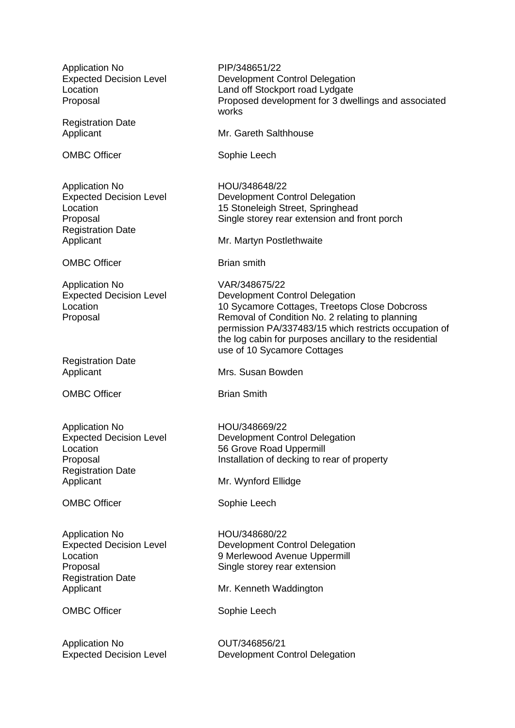| | |
|---|---|
| Application No | PIP/348651/22 |
| Expected Decision Level | Development Control Delegation |
| Location | Land off Stockport road Lydgate |
| Proposal | Proposed development for 3 dwellings and associated works |
| Registration Date | |
| Applicant | Mr. Gareth Salthhouse |
| OMBC Officer | Sophie Leech |

| | |
|---|---|
| Application No | HOU/348648/22 |
| Expected Decision Level | Development Control Delegation |
| Location | 15 Stoneleigh Street, Springhead |
| Proposal | Single storey rear extension and front porch |
| Registration Date | |
| Applicant | Mr. Martyn Postlethwaite |
| OMBC Officer | Brian smith |

| | |
|---|---|
| Application No | VAR/348675/22 |
| Expected Decision Level | Development Control Delegation |
| Location | 10 Sycamore Cottages, Treetops Close Dobcross |
| Proposal | Removal of Condition No. 2 relating to planning permission PA/337483/15 which restricts occupation of the log cabin for purposes ancillary to the residential use of 10 Sycamore Cottages |
| Registration Date | |
| Applicant | Mrs. Susan Bowden |
| OMBC Officer | Brian Smith |

| | |
|---|---|
| Application No | HOU/348669/22 |
| Expected Decision Level | Development Control Delegation |
| Location | 56 Grove Road Uppermill |
| Proposal | Installation of decking to rear of property |
| Registration Date | |
| Applicant | Mr. Wynford Ellidge |
| OMBC Officer | Sophie Leech |

| | |
|---|---|
| Application No | HOU/348680/22 |
| Expected Decision Level | Development Control Delegation |
| Location | 9 Merlewood Avenue Uppermill |
| Proposal | Single storey rear extension |
| Registration Date | |
| Applicant | Mr. Kenneth Waddington |
| OMBC Officer | Sophie Leech |

| | |
|---|---|
| Application No | OUT/346856/21 |
| Expected Decision Level | Development Control Delegation |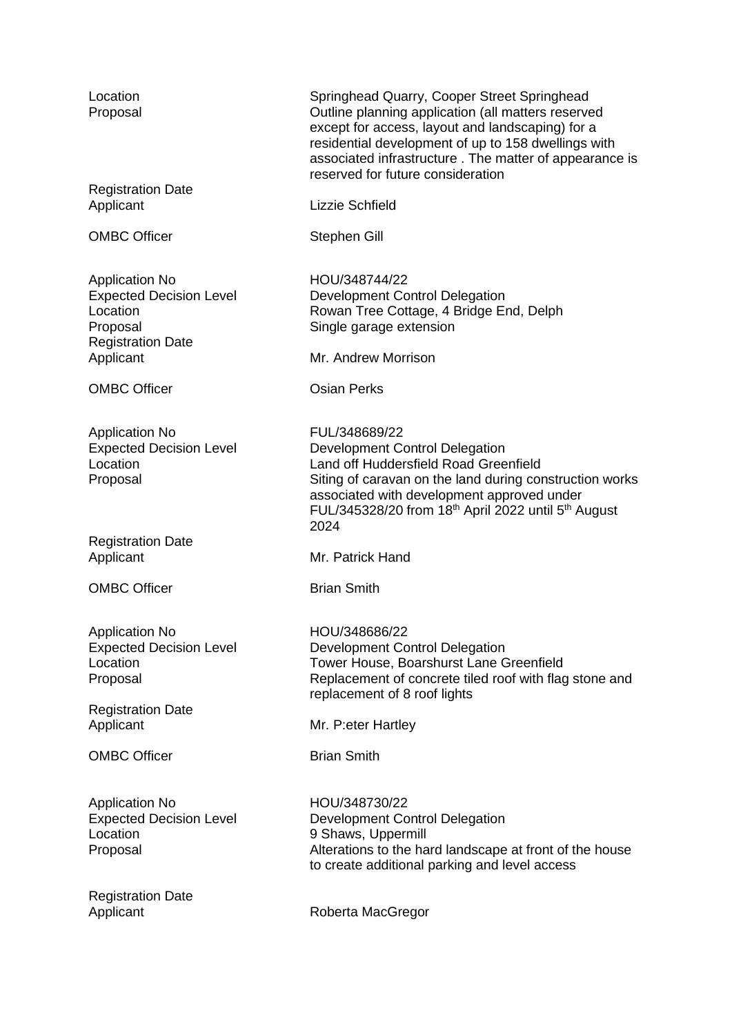| | |
|---|---|
| Location | Springhead Quarry, Cooper Street Springhead |
| Proposal | Outline planning application (all matters reserved except for access, layout and landscaping) for a residential development of up to 158 dwellings with associated infrastructure . The matter of appearance is reserved for future consideration |
| Registration Date | |
| Applicant | Lizzie Schfield |
| OMBC Officer | Stephen Gill |

| | |
|---|---|
| Application No | HOU/348744/22 |
| Expected Decision Level | Development Control Delegation |
| Location | Rowan Tree Cottage, 4 Bridge End, Delph |
| Proposal | Single garage extension |
| Registration Date | |
| Applicant | Mr. Andrew Morrison |
| OMBC Officer | Osian Perks |

| | |
|---|---|
| Application No | FUL/348689/22 |
| Expected Decision Level | Development Control Delegation |
| Location | Land off Huddersfield Road Greenfield |
| Proposal | Siting of caravan on the land during construction works associated with development approved under FUL/345328/20 from 18th April 2022 until 5th August 2024 |
| Registration Date | |
| Applicant | Mr. Patrick Hand |
| OMBC Officer | Brian Smith |

| | |
|---|---|
| Application No | HOU/348686/22 |
| Expected Decision Level | Development Control Delegation |
| Location | Tower House, Boarshurst Lane Greenfield |
| Proposal | Replacement of concrete tiled roof with flag stone and replacement of 8 roof lights |
| Registration Date | |
| Applicant | Mr. P:eter Hartley |
| OMBC Officer | Brian Smith |

| | |
|---|---|
| Application No | HOU/348730/22 |
| Expected Decision Level | Development Control Delegation |
| Location | 9 Shaws, Uppermill |
| Proposal | Alterations to the hard landscape at front of the house to create additional parking and level access |
| Registration Date | |
| Applicant | Roberta MacGregor |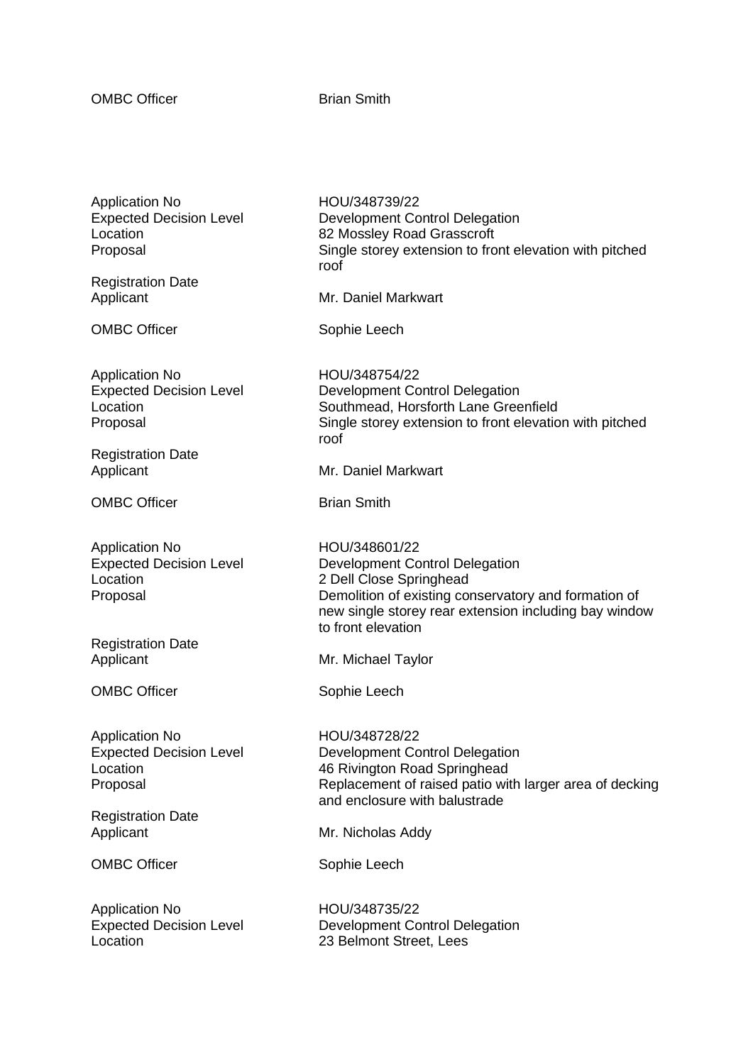| | |
|---|---|
| OMBC Officer | Brian Smith |

| | |
|---|---|
| Application No | HOU/348739/22 |
| Expected Decision Level | Development Control Delegation |
| Location | 82 Mossley Road Grasscroft |
| Proposal | Single storey extension to front elevation with pitched roof |
| Registration Date | |
| Applicant | Mr. Daniel Markwart |
| OMBC Officer | Sophie Leech |

| | |
|---|---|
| Application No | HOU/348754/22 |
| Expected Decision Level | Development Control Delegation |
| Location | Southmead, Horsforth Lane Greenfield |
| Proposal | Single storey extension to front elevation with pitched roof |
| Registration Date | |
| Applicant | Mr. Daniel Markwart |
| OMBC Officer | Brian Smith |

| | |
|---|---|
| Application No | HOU/348601/22 |
| Expected Decision Level | Development Control Delegation |
| Location | 2 Dell Close Springhead |
| Proposal | Demolition of existing conservatory and formation of new single storey rear extension including bay window to front elevation |
| Registration Date | |
| Applicant | Mr. Michael Taylor |
| OMBC Officer | Sophie Leech |

| | |
|---|---|
| Application No | HOU/348728/22 |
| Expected Decision Level | Development Control Delegation |
| Location | 46 Rivington Road Springhead |
| Proposal | Replacement of raised patio with larger area of decking and enclosure with balustrade |
| Registration Date | |
| Applicant | Mr. Nicholas Addy |
| OMBC Officer | Sophie Leech |

| | |
|---|---|
| Application No | HOU/348735/22 |
| Expected Decision Level | Development Control Delegation |
| Location | 23 Belmont Street, Lees |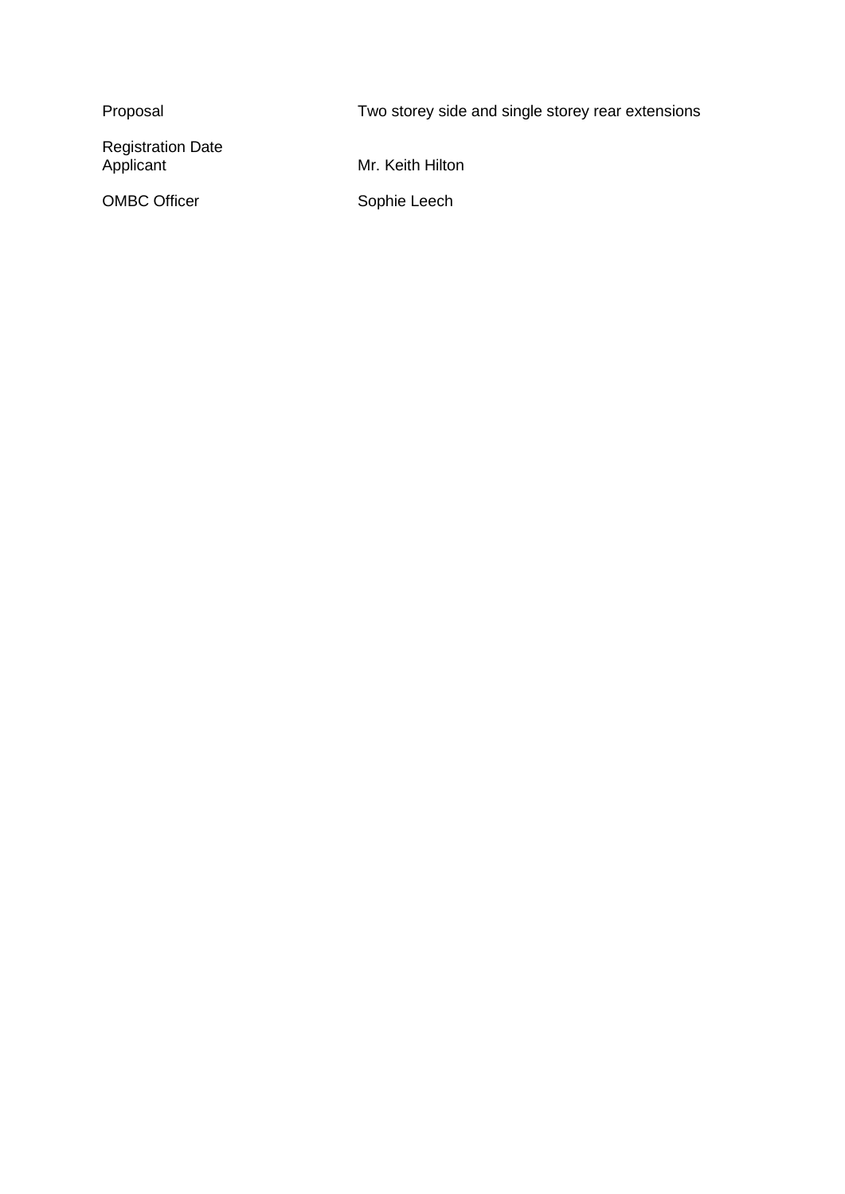| | |
|---|---|
| Proposal | Two storey side and single storey rear extensions |
| Registration Date | |
| Applicant | Mr. Keith Hilton |
| OMBC Officer | Sophie Leech |